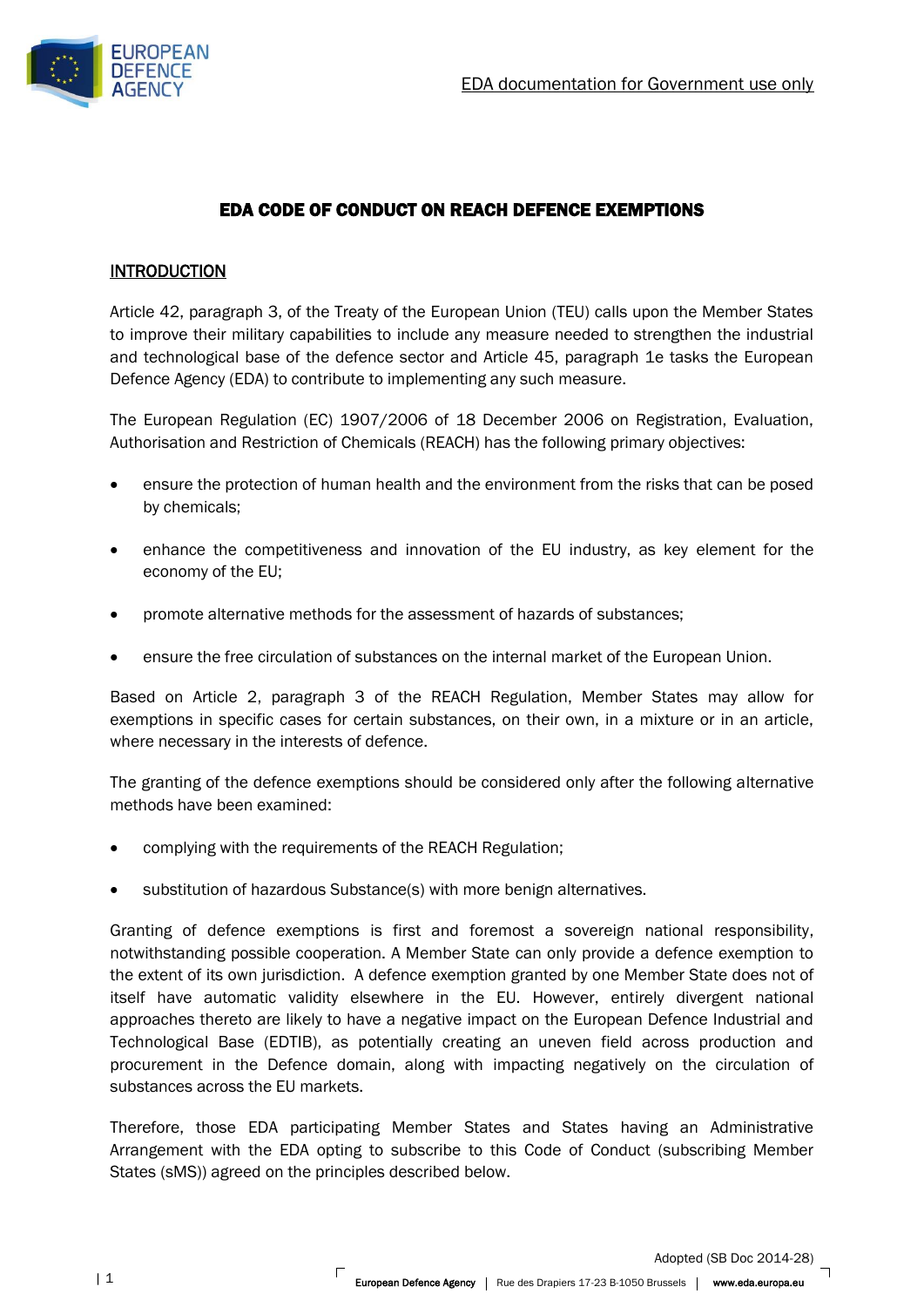EDA documentation for Government use only

# EDA CODE OF CONDUCT ON REACH DEFENCE EXEMPTIONS

## INTRODUCTION

Article 42, paragraph 3, of the Treaty of the European Union (TEU) calls upon the Member States to improve their military capabilities to include any measure needed to strengthen the industrial and technological base of the defence sector and Article 45, paragraph 1e tasks the European Defence Agency (EDA) to contribute to implementing any such measure.

The European Regulation (EC) 1907/2006 of 18 December 2006 on Registration, Evaluation, Authorisation and Restriction of Chemicals (REACH) has the following primary objectives:

- ensure the protection of human health and the environment from the risks that can be posed by chemicals;
- enhance the competitiveness and innovation of the EU industry, as key element for the economy of the EU;
- promote alternative methods for the assessment of hazards of substances;
- ensure the free circulation of substances on the internal market of the European Union.

Based on Article 2, paragraph 3 of the REACH Regulation, Member States may allow for exemptions in specific cases for certain substances, on their own, in a mixture or in an article, where necessary in the interests of defence.

The granting of the defence exemptions should be considered only after the following alternative methods have been examined:

- complying with the requirements of the REACH Regulation;
- substitution of hazardous Substance(s) with more benign alternatives.

Granting of defence exemptions is first and foremost a sovereign national responsibility, notwithstanding possible cooperation. A Member State can only provide a defence exemption to the extent of its own jurisdiction. A defence exemption granted by one Member State does not of itself have automatic validity elsewhere in the EU. However, entirely divergent national approaches thereto are likely to have a negative impact on the European Defence Industrial and Technological Base (EDTIB), as potentially creating an uneven field across production and procurement in the Defence domain, along with impacting negatively on the circulation of substances across the EU markets.

Therefore, those EDA participating Member States and States having an Administrative Arrangement with the EDA opting to subscribe to this Code of Conduct (subscribing Member States (sMS)) agreed on the principles described below.

Adopted (SB Doc 2014-28)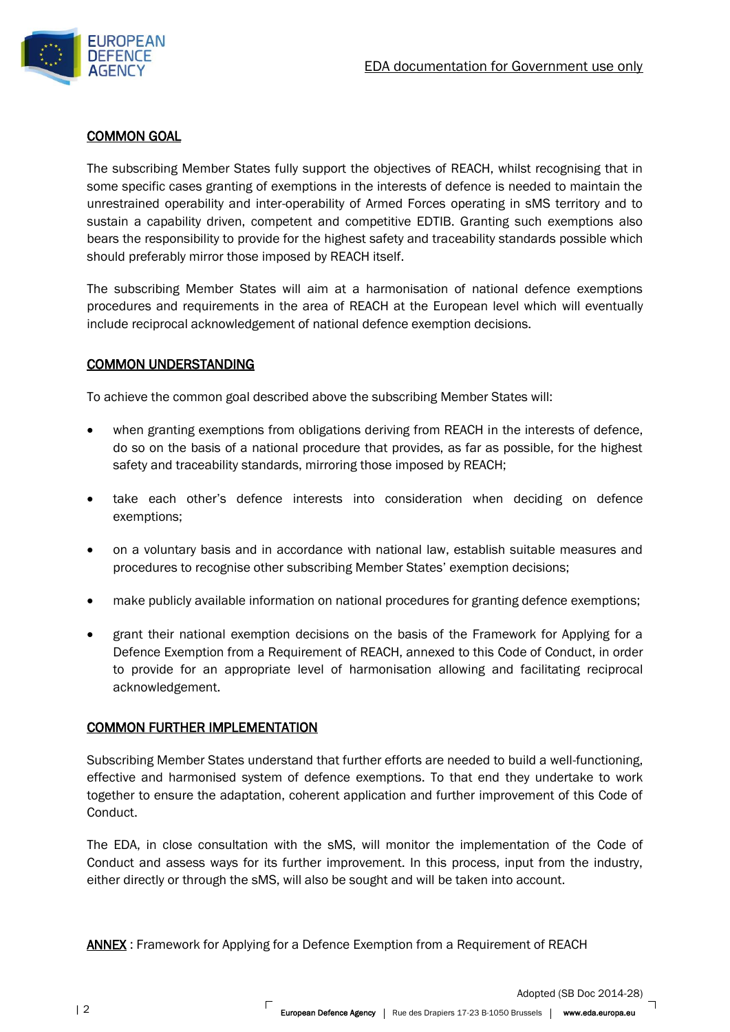## COMMON GOAL

The subscribing Member States fully support the objectives of REACH, whilst recognising that in some specific cases granting of exemptions in the interests of defence is needed to maintain the unrestrained operability and inter-operability of Armed Forces operating in sMS territory and to sustain a capability driven, competent and competitive EDTIB. Granting such exemptions also bears the responsibility to provide for the highest safety and traceability standards possible which should preferably mirror those imposed by REACH itself.

The subscribing Member States will aim at a harmonisation of national defence exemptions procedures and requirements in the area of REACH at the European level which will eventually include reciprocal acknowledgement of national defence exemption decisions.

## COMMON UNDERSTANDING

To achieve the common goal described above the subscribing Member States will:

- when granting exemptions from obligations deriving from REACH in the interests of defence, do so on the basis of a national procedure that provides, as far as possible, for the highest safety and traceability standards, mirroring those imposed by REACH;
- take each other's defence interests into consideration when deciding on defence exemptions;
- on a voluntary basis and in accordance with national law, establish suitable measures and procedures to recognise other subscribing Member States' exemption decisions;
- make publicly available information on national procedures for granting defence exemptions;
- grant their national exemption decisions on the basis of the Framework for Applying for a Defence Exemption from a Requirement of REACH, annexed to this Code of Conduct, in order to provide for an appropriate level of harmonisation allowing and facilitating reciprocal acknowledgement.

## COMMON FURTHER IMPLEMENTATION

Subscribing Member States understand that further efforts are needed to build a well-functioning, effective and harmonised system of defence exemptions. To that end they undertake to work together to ensure the adaptation, coherent application and further improvement of this Code of Conduct.

The EDA, in close consultation with the sMS, will monitor the implementation of the Code of Conduct and assess ways for its further improvement. In this process, input from the industry, either directly or through the sMS, will also be sought and will be taken into account.

ANNEX : Framework for Applying for a Defence Exemption from a Requirement of REACH

Adopted (SB Doc 2014-28)